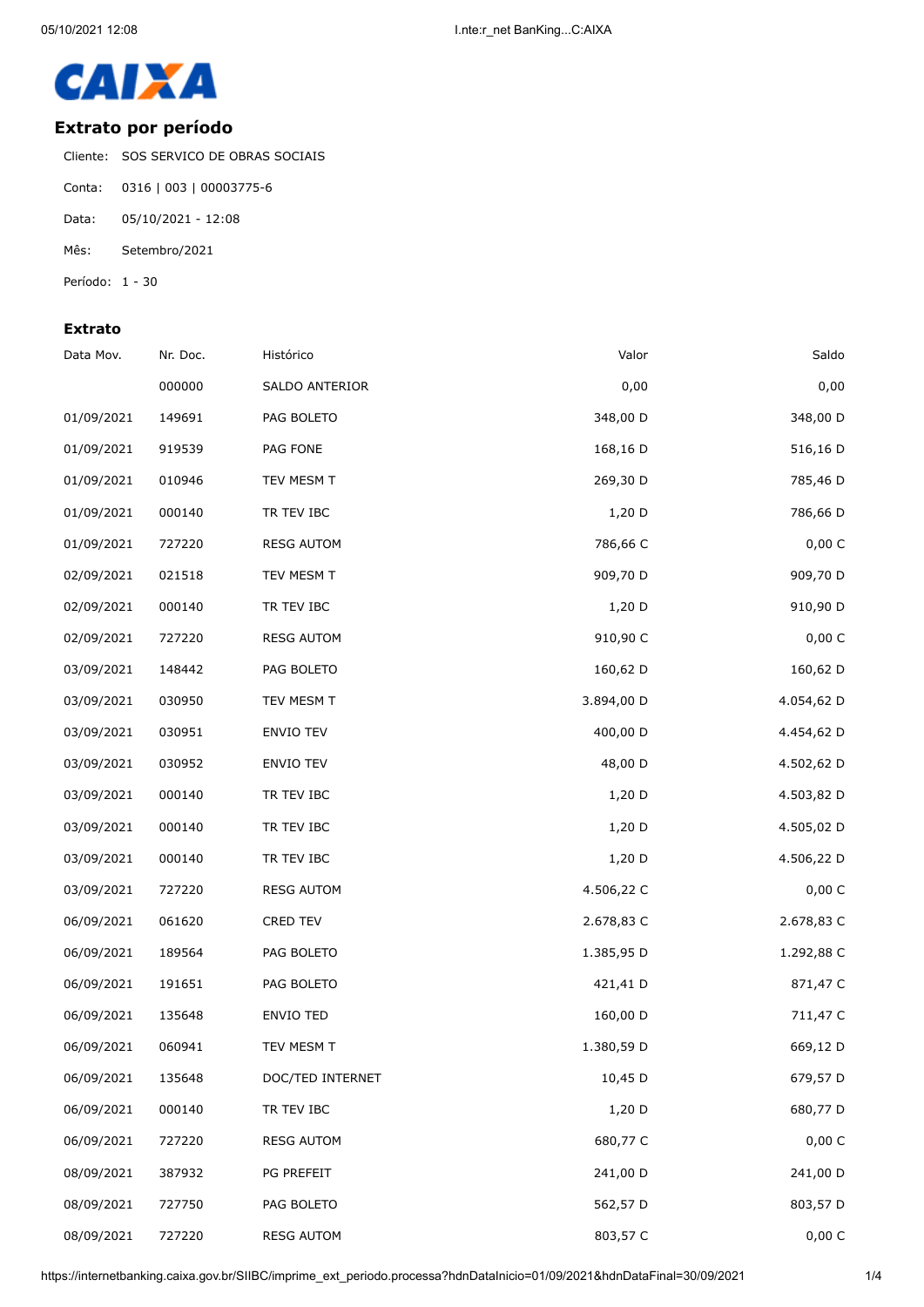CAIXA

## Extrato por período

Cliente: SOS SERVICO DE OBRAS SOCIAIS

Conta: 0316 | 003 | 00003775-6

Data: 05/10/2021 - 12:08

Mês: Setembro/2021

Período: 1 - 30

### Extrato

| Data Mov. | Nr. Doc. | Histórico | Valor | Saldo |
|---|---|---|---|---|
| | 000000 | SALDO ANTERIOR | 0,00 | 0,00 |
| 01/09/2021 | 149691 | PAG BOLETO | 348,00 D | 348,00 D |
| 01/09/2021 | 919539 | PAG FONE | 168,16 D | 516,16 D |
| 01/09/2021 | 010946 | TEV MESM T | 269,30 D | 785,46 D |
| 01/09/2021 | 000140 | TR TEV IBC | 1,20 D | 786,66 D |
| 01/09/2021 | 727220 | RESG AUTOM | 786,66 C | 0,00 C |
| 02/09/2021 | 021518 | TEV MESM T | 909,70 D | 909,70 D |
| 02/09/2021 | 000140 | TR TEV IBC | 1,20 D | 910,90 D |
| 02/09/2021 | 727220 | RESG AUTOM | 910,90 C | 0,00 C |
| 03/09/2021 | 148442 | PAG BOLETO | 160,62 D | 160,62 D |
| 03/09/2021 | 030950 | TEV MESM T | 3.894,00 D | 4.054,62 D |
| 03/09/2021 | 030951 | ENVIO TEV | 400,00 D | 4.454,62 D |
| 03/09/2021 | 030952 | ENVIO TEV | 48,00 D | 4.502,62 D |
| 03/09/2021 | 000140 | TR TEV IBC | 1,20 D | 4.503,82 D |
| 03/09/2021 | 000140 | TR TEV IBC | 1,20 D | 4.505,02 D |
| 03/09/2021 | 000140 | TR TEV IBC | 1,20 D | 4.506,22 D |
| 03/09/2021 | 727220 | RESG AUTOM | 4.506,22 C | 0,00 C |
| 06/09/2021 | 061620 | CRED TEV | 2.678,83 C | 2.678,83 C |
| 06/09/2021 | 189564 | PAG BOLETO | 1.385,95 D | 1.292,88 C |
| 06/09/2021 | 191651 | PAG BOLETO | 421,41 D | 871,47 C |
| 06/09/2021 | 135648 | ENVIO TED | 160,00 D | 711,47 C |
| 06/09/2021 | 060941 | TEV MESM T | 1.380,59 D | 669,12 D |
| 06/09/2021 | 135648 | DOC/TED INTERNET | 10,45 D | 679,57 D |
| 06/09/2021 | 000140 | TR TEV IBC | 1,20 D | 680,77 D |
| 06/09/2021 | 727220 | RESG AUTOM | 680,77 C | 0,00 C |
| 08/09/2021 | 387932 | PG PREFEIT | 241,00 D | 241,00 D |
| 08/09/2021 | 727750 | PAG BOLETO | 562,57 D | 803,57 D |
| 08/09/2021 | 727220 | RESG AUTOM | 803,57 C | 0,00 C |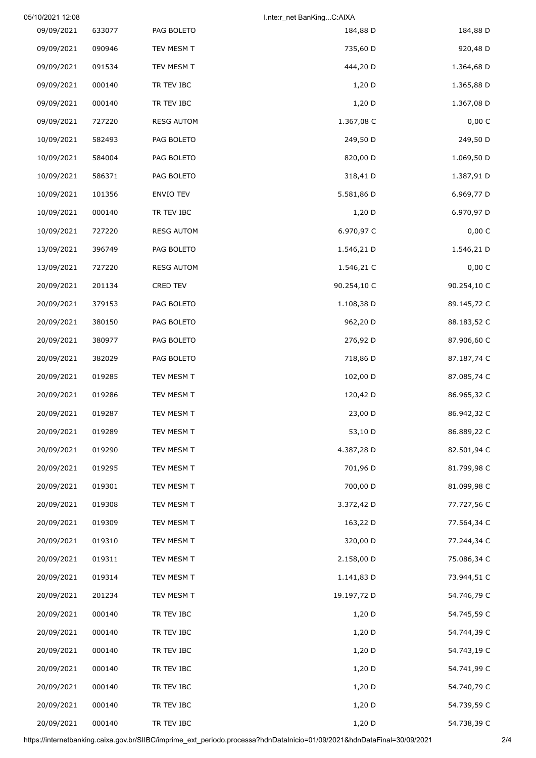| | | | | |
|---|---|---|---|---|
| 09/09/2021 | 633077 | PAG BOLETO | 184,88 D | 184,88 D |
| 09/09/2021 | 090946 | TEV MESM T | 735,60 D | 920,48 D |
| 09/09/2021 | 091534 | TEV MESM T | 444,20 D | 1.364,68 D |
| 09/09/2021 | 000140 | TR TEV IBC | 1,20 D | 1.365,88 D |
| 09/09/2021 | 000140 | TR TEV IBC | 1,20 D | 1.367,08 D |
| 09/09/2021 | 727220 | RESG AUTOM | 1.367,08 C | 0,00 C |
| 10/09/2021 | 582493 | PAG BOLETO | 249,50 D | 249,50 D |
| 10/09/2021 | 584004 | PAG BOLETO | 820,00 D | 1.069,50 D |
| 10/09/2021 | 586371 | PAG BOLETO | 318,41 D | 1.387,91 D |
| 10/09/2021 | 101356 | ENVIO TEV | 5.581,86 D | 6.969,77 D |
| 10/09/2021 | 000140 | TR TEV IBC | 1,20 D | 6.970,97 D |
| 10/09/2021 | 727220 | RESG AUTOM | 6.970,97 C | 0,00 C |
| 13/09/2021 | 396749 | PAG BOLETO | 1.546,21 D | 1.546,21 D |
| 13/09/2021 | 727220 | RESG AUTOM | 1.546,21 C | 0,00 C |
| 20/09/2021 | 201134 | CRED TEV | 90.254,10 C | 90.254,10 C |
| 20/09/2021 | 379153 | PAG BOLETO | 1.108,38 D | 89.145,72 C |
| 20/09/2021 | 380150 | PAG BOLETO | 962,20 D | 88.183,52 C |
| 20/09/2021 | 380977 | PAG BOLETO | 276,92 D | 87.906,60 C |
| 20/09/2021 | 382029 | PAG BOLETO | 718,86 D | 87.187,74 C |
| 20/09/2021 | 019285 | TEV MESM T | 102,00 D | 87.085,74 C |
| 20/09/2021 | 019286 | TEV MESM T | 120,42 D | 86.965,32 C |
| 20/09/2021 | 019287 | TEV MESM T | 23,00 D | 86.942,32 C |
| 20/09/2021 | 019289 | TEV MESM T | 53,10 D | 86.889,22 C |
| 20/09/2021 | 019290 | TEV MESM T | 4.387,28 D | 82.501,94 C |
| 20/09/2021 | 019295 | TEV MESM T | 701,96 D | 81.799,98 C |
| 20/09/2021 | 019301 | TEV MESM T | 700,00 D | 81.099,98 C |
| 20/09/2021 | 019308 | TEV MESM T | 3.372,42 D | 77.727,56 C |
| 20/09/2021 | 019309 | TEV MESM T | 163,22 D | 77.564,34 C |
| 20/09/2021 | 019310 | TEV MESM T | 320,00 D | 77.244,34 C |
| 20/09/2021 | 019311 | TEV MESM T | 2.158,00 D | 75.086,34 C |
| 20/09/2021 | 019314 | TEV MESM T | 1.141,83 D | 73.944,51 C |
| 20/09/2021 | 201234 | TEV MESM T | 19.197,72 D | 54.746,79 C |
| 20/09/2021 | 000140 | TR TEV IBC | 1,20 D | 54.745,59 C |
| 20/09/2021 | 000140 | TR TEV IBC | 1,20 D | 54.744,39 C |
| 20/09/2021 | 000140 | TR TEV IBC | 1,20 D | 54.743,19 C |
| 20/09/2021 | 000140 | TR TEV IBC | 1,20 D | 54.741,99 C |
| 20/09/2021 | 000140 | TR TEV IBC | 1,20 D | 54.740,79 C |
| 20/09/2021 | 000140 | TR TEV IBC | 1,20 D | 54.739,59 C |
| 20/09/2021 | 000140 | TR TEV IBC | 1,20 D | 54.738,39 C |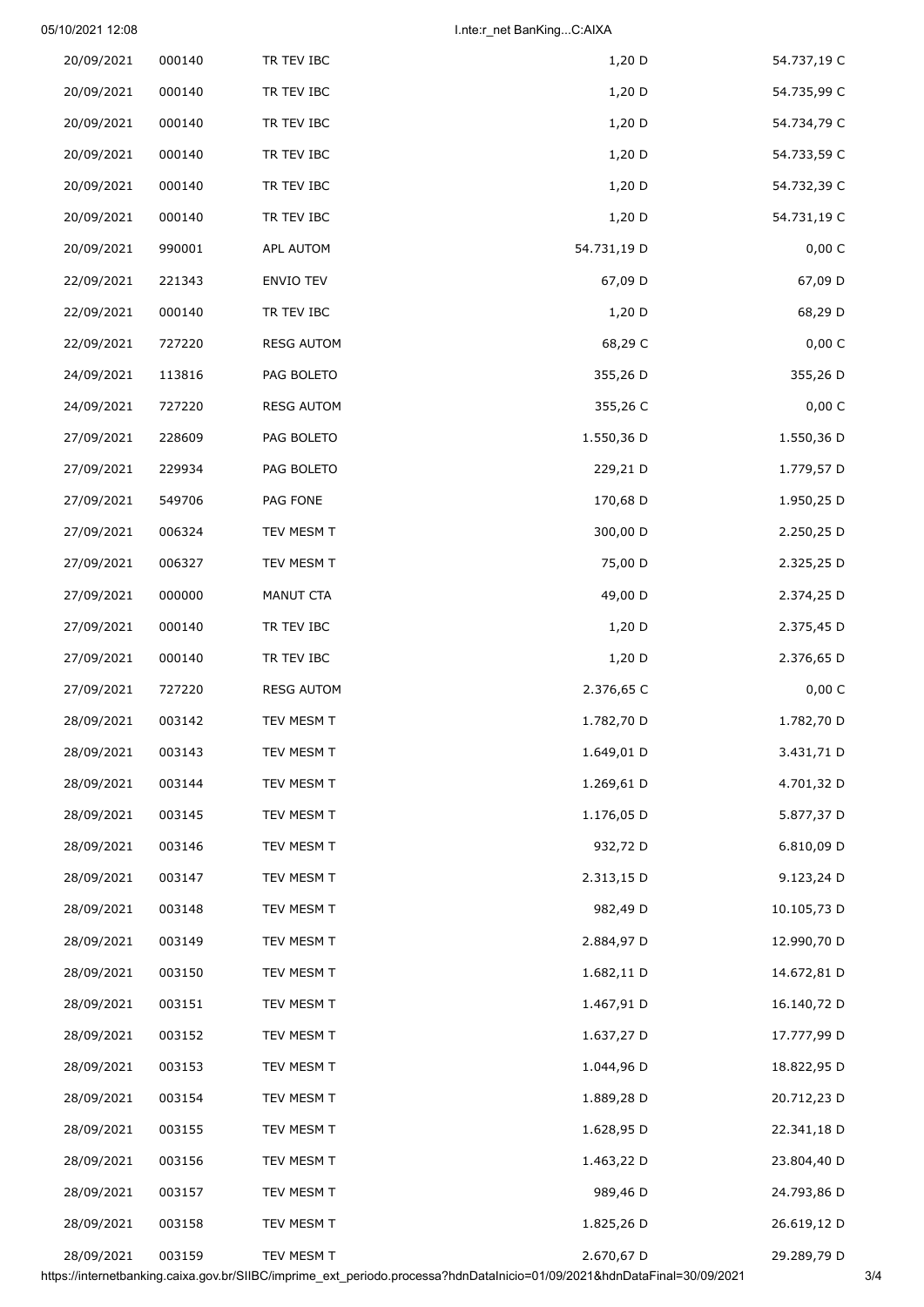| | | | | |
|---|---|---|---|---|
| 20/09/2021 | 000140 | TR TEV IBC | 1,20 D | 54.737,19 C |
| 20/09/2021 | 000140 | TR TEV IBC | 1,20 D | 54.735,99 C |
| 20/09/2021 | 000140 | TR TEV IBC | 1,20 D | 54.734,79 C |
| 20/09/2021 | 000140 | TR TEV IBC | 1,20 D | 54.733,59 C |
| 20/09/2021 | 000140 | TR TEV IBC | 1,20 D | 54.732,39 C |
| 20/09/2021 | 000140 | TR TEV IBC | 1,20 D | 54.731,19 C |
| 20/09/2021 | 990001 | APL AUTOM | 54.731,19 D | 0,00 C |
| 22/09/2021 | 221343 | ENVIO TEV | 67,09 D | 67,09 D |
| 22/09/2021 | 000140 | TR TEV IBC | 1,20 D | 68,29 D |
| 22/09/2021 | 727220 | RESG AUTOM | 68,29 C | 0,00 C |
| 24/09/2021 | 113816 | PAG BOLETO | 355,26 D | 355,26 D |
| 24/09/2021 | 727220 | RESG AUTOM | 355,26 C | 0,00 C |
| 27/09/2021 | 228609 | PAG BOLETO | 1.550,36 D | 1.550,36 D |
| 27/09/2021 | 229934 | PAG BOLETO | 229,21 D | 1.779,57 D |
| 27/09/2021 | 549706 | PAG FONE | 170,68 D | 1.950,25 D |
| 27/09/2021 | 006324 | TEV MESM T | 300,00 D | 2.250,25 D |
| 27/09/2021 | 006327 | TEV MESM T | 75,00 D | 2.325,25 D |
| 27/09/2021 | 000000 | MANUT CTA | 49,00 D | 2.374,25 D |
| 27/09/2021 | 000140 | TR TEV IBC | 1,20 D | 2.375,45 D |
| 27/09/2021 | 000140 | TR TEV IBC | 1,20 D | 2.376,65 D |
| 27/09/2021 | 727220 | RESG AUTOM | 2.376,65 C | 0,00 C |
| 28/09/2021 | 003142 | TEV MESM T | 1.782,70 D | 1.782,70 D |
| 28/09/2021 | 003143 | TEV MESM T | 1.649,01 D | 3.431,71 D |
| 28/09/2021 | 003144 | TEV MESM T | 1.269,61 D | 4.701,32 D |
| 28/09/2021 | 003145 | TEV MESM T | 1.176,05 D | 5.877,37 D |
| 28/09/2021 | 003146 | TEV MESM T | 932,72 D | 6.810,09 D |
| 28/09/2021 | 003147 | TEV MESM T | 2.313,15 D | 9.123,24 D |
| 28/09/2021 | 003148 | TEV MESM T | 982,49 D | 10.105,73 D |
| 28/09/2021 | 003149 | TEV MESM T | 2.884,97 D | 12.990,70 D |
| 28/09/2021 | 003150 | TEV MESM T | 1.682,11 D | 14.672,81 D |
| 28/09/2021 | 003151 | TEV MESM T | 1.467,91 D | 16.140,72 D |
| 28/09/2021 | 003152 | TEV MESM T | 1.637,27 D | 17.777,99 D |
| 28/09/2021 | 003153 | TEV MESM T | 1.044,96 D | 18.822,95 D |
| 28/09/2021 | 003154 | TEV MESM T | 1.889,28 D | 20.712,23 D |
| 28/09/2021 | 003155 | TEV MESM T | 1.628,95 D | 22.341,18 D |
| 28/09/2021 | 003156 | TEV MESM T | 1.463,22 D | 23.804,40 D |
| 28/09/2021 | 003157 | TEV MESM T | 989,46 D | 24.793,86 D |
| 28/09/2021 | 003158 | TEV MESM T | 1.825,26 D | 26.619,12 D |
| 28/09/2021 | 003159 | TEV MESM T | 2.670,67 D | 29.289,79 D |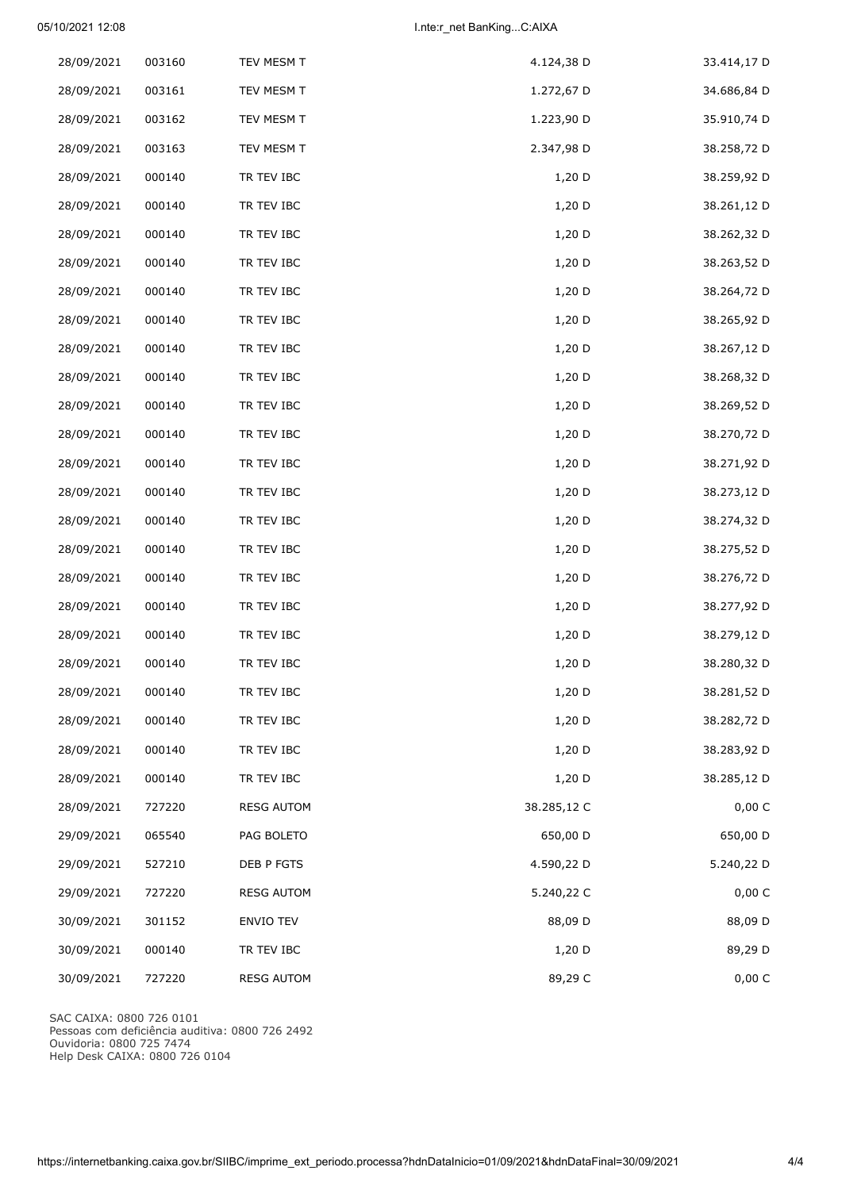| | | | | |
|---|---|---|---|---|
| 28/09/2021 | 003160 | TEV MESM T | 4.124,38 D | 33.414,17 D |
| 28/09/2021 | 003161 | TEV MESM T | 1.272,67 D | 34.686,84 D |
| 28/09/2021 | 003162 | TEV MESM T | 1.223,90 D | 35.910,74 D |
| 28/09/2021 | 003163 | TEV MESM T | 2.347,98 D | 38.258,72 D |
| 28/09/2021 | 000140 | TR TEV IBC | 1,20 D | 38.259,92 D |
| 28/09/2021 | 000140 | TR TEV IBC | 1,20 D | 38.261,12 D |
| 28/09/2021 | 000140 | TR TEV IBC | 1,20 D | 38.262,32 D |
| 28/09/2021 | 000140 | TR TEV IBC | 1,20 D | 38.263,52 D |
| 28/09/2021 | 000140 | TR TEV IBC | 1,20 D | 38.264,72 D |
| 28/09/2021 | 000140 | TR TEV IBC | 1,20 D | 38.265,92 D |
| 28/09/2021 | 000140 | TR TEV IBC | 1,20 D | 38.267,12 D |
| 28/09/2021 | 000140 | TR TEV IBC | 1,20 D | 38.268,32 D |
| 28/09/2021 | 000140 | TR TEV IBC | 1,20 D | 38.269,52 D |
| 28/09/2021 | 000140 | TR TEV IBC | 1,20 D | 38.270,72 D |
| 28/09/2021 | 000140 | TR TEV IBC | 1,20 D | 38.271,92 D |
| 28/09/2021 | 000140 | TR TEV IBC | 1,20 D | 38.273,12 D |
| 28/09/2021 | 000140 | TR TEV IBC | 1,20 D | 38.274,32 D |
| 28/09/2021 | 000140 | TR TEV IBC | 1,20 D | 38.275,52 D |
| 28/09/2021 | 000140 | TR TEV IBC | 1,20 D | 38.276,72 D |
| 28/09/2021 | 000140 | TR TEV IBC | 1,20 D | 38.277,92 D |
| 28/09/2021 | 000140 | TR TEV IBC | 1,20 D | 38.279,12 D |
| 28/09/2021 | 000140 | TR TEV IBC | 1,20 D | 38.280,32 D |
| 28/09/2021 | 000140 | TR TEV IBC | 1,20 D | 38.281,52 D |
| 28/09/2021 | 000140 | TR TEV IBC | 1,20 D | 38.282,72 D |
| 28/09/2021 | 000140 | TR TEV IBC | 1,20 D | 38.283,92 D |
| 28/09/2021 | 000140 | TR TEV IBC | 1,20 D | 38.285,12 D |
| 28/09/2021 | 727220 | RESG AUTOM | 38.285,12 C | 0,00 C |
| 29/09/2021 | 065540 | PAG BOLETO | 650,00 D | 650,00 D |
| 29/09/2021 | 527210 | DEB P FGTS | 4.590,22 D | 5.240,22 D |
| 29/09/2021 | 727220 | RESG AUTOM | 5.240,22 C | 0,00 C |
| 30/09/2021 | 301152 | ENVIO TEV | 88,09 D | 88,09 D |
| 30/09/2021 | 000140 | TR TEV IBC | 1,20 D | 89,29 D |
| 30/09/2021 | 727220 | RESG AUTOM | 89,29 C | 0,00 C |

SAC CAIXA: 0800 726 0101
Pessoas com deficiência auditiva: 0800 726 2492
Ouvidoria: 0800 725 7474
Help Desk CAIXA: 0800 726 0104